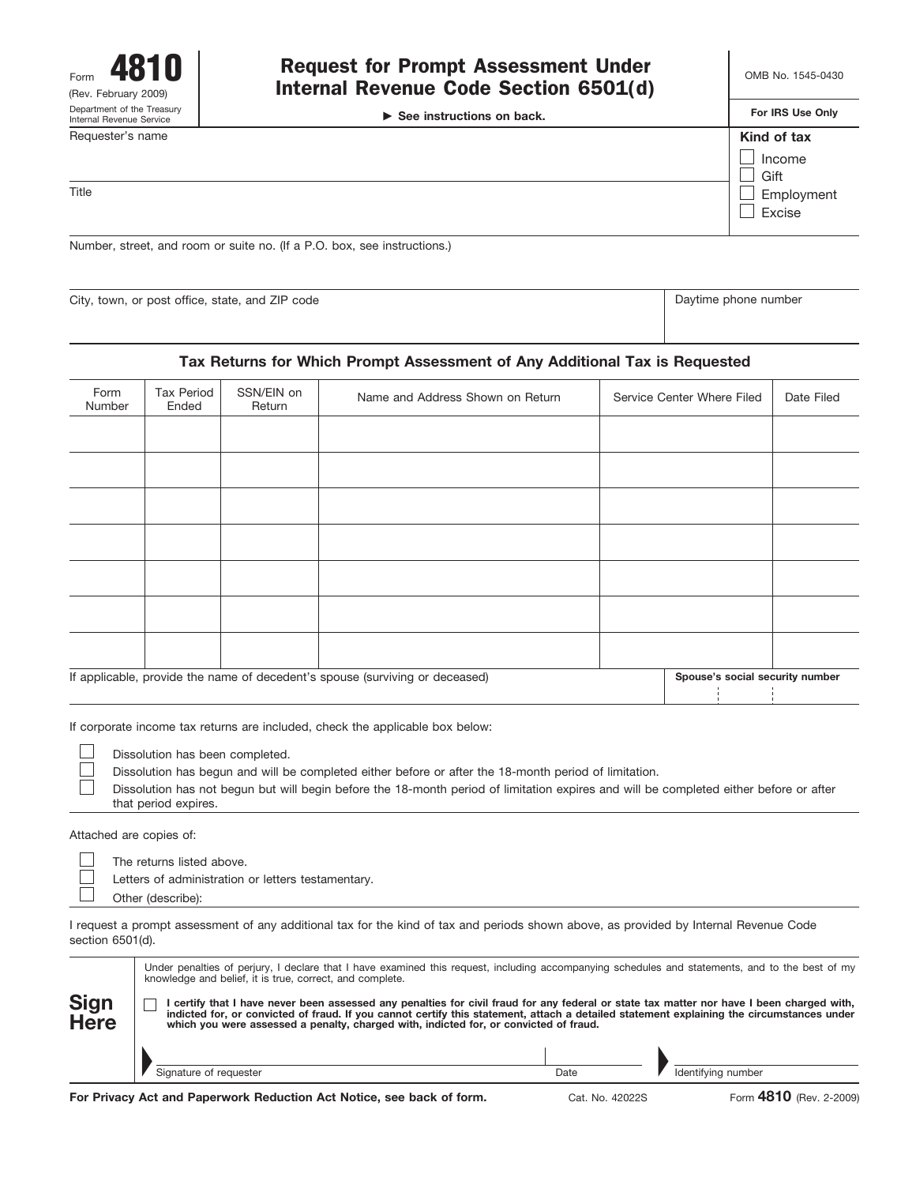Form **4810**
(Rev. February 2009)
Department of the Treasury
Internal Revenue Service

# Request for Prompt Assessment Under Internal Revenue Code Section 6501(d)

► See instructions on back.

OMB No. 1545-0430

**For IRS Use Only**

Requester's name

Title

**Kind of tax**

- ☐ Income
- ☐ Gift
- ☐ Employment
- ☐ Excise

Number, street, and room or suite no. (If a P.O. box, see instructions.)

City, town, or post office, state, and ZIP code

Daytime phone number

## Tax Returns for Which Prompt Assessment of Any Additional Tax is Requested

| Form Number | Tax Period Ended | SSN/EIN on Return | Name and Address Shown on Return | Service Center Where Filed | Date Filed |
|---|---|---|---|---|---|
| | | | | | |
| | | | | | |
| | | | | | |
| | | | | | |
| | | | | | |
| | | | | | |
| | | | | | |

If applicable, provide the name of decedent's spouse (surviving or deceased)

**Spouse's social security number**

If corporate income tax returns are included, check the applicable box below:

- ☐ Dissolution has been completed.
- ☐ Dissolution has begun and will be completed either before or after the 18-month period of limitation.
- ☐ Dissolution has not begun but will begin before the 18-month period of limitation expires and will be completed either before or after that period expires.

Attached are copies of:

- ☐ The returns listed above.
- ☐ Letters of administration or letters testamentary.
- ☐ Other (describe):

I request a prompt assessment of any additional tax for the kind of tax and periods shown above, as provided by Internal Revenue Code section 6501(d).

**Sign Here**

Under penalties of perjury, I declare that I have examined this request, including accompanying schedules and statements, and to the best of my knowledge and belief, it is true, correct, and complete.

☐ **I certify that I have never been assessed any penalties for civil fraud for any federal or state tax matter nor have I been charged with, indicted for, or convicted of fraud. If you cannot certify this statement, attach a detailed statement explaining the circumstances under which you were assessed a penalty, charged with, indicted for, or convicted of fraud.**

Signature of requester | Date | Identifying number

**For Privacy Act and Paperwork Reduction Act Notice, see back of form.** Cat. No. 42022S Form **4810** (Rev. 2-2009)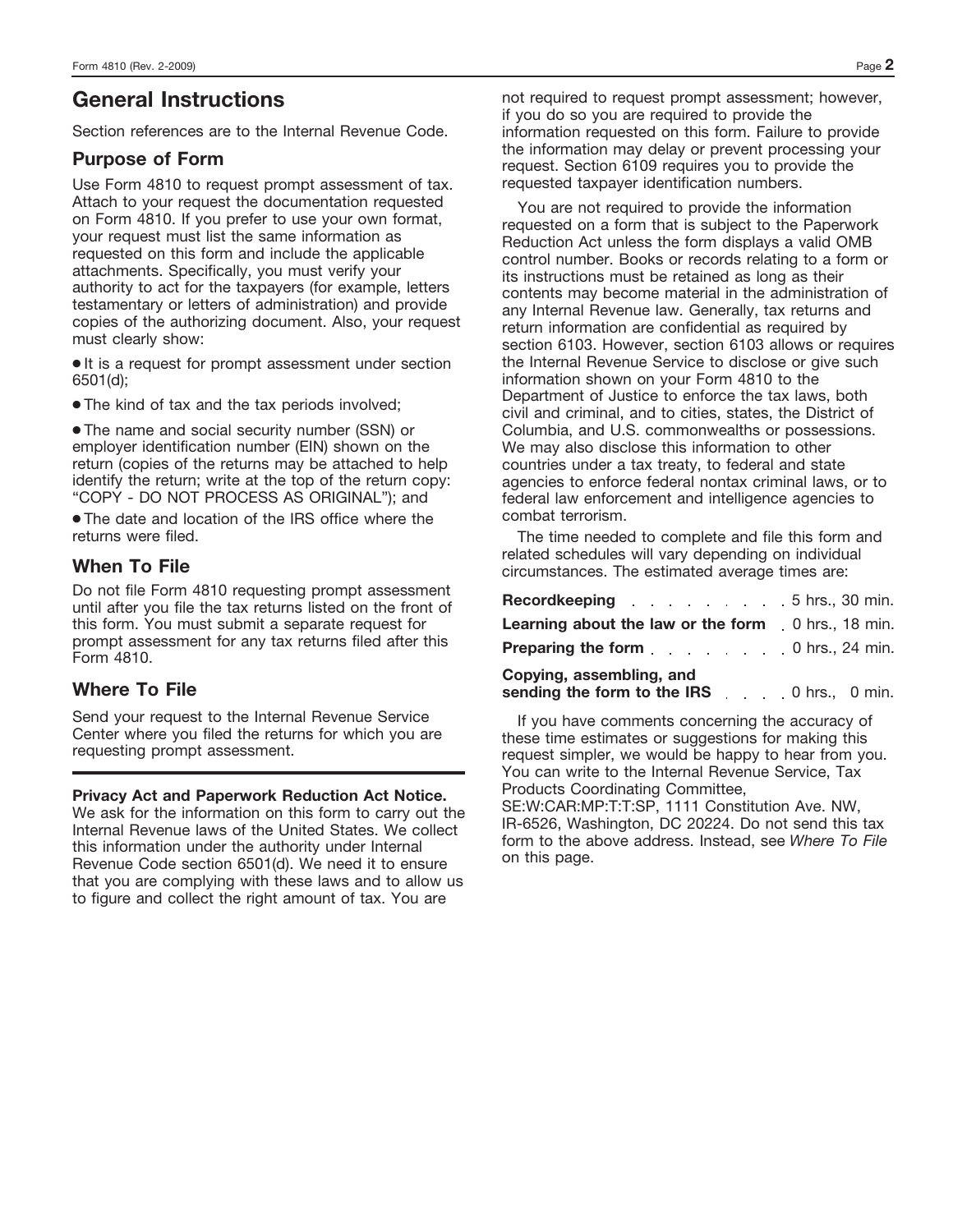## General Instructions

Section references are to the Internal Revenue Code.

### Purpose of Form

Use Form 4810 to request prompt assessment of tax. Attach to your request the documentation requested on Form 4810. If you prefer to use your own format, your request must list the same information as requested on this form and include the applicable attachments. Specifically, you must verify your authority to act for the taxpayers (for example, letters testamentary or letters of administration) and provide copies of the authorizing document. Also, your request must clearly show:

- It is a request for prompt assessment under section 6501(d);
- The kind of tax and the tax periods involved;
- The name and social security number (SSN) or employer identification number (EIN) shown on the return (copies of the returns may be attached to help identify the return; write at the top of the return copy: "COPY - DO NOT PROCESS AS ORIGINAL"); and
- The date and location of the IRS office where the returns were filed.

### When To File

Do not file Form 4810 requesting prompt assessment until after you file the tax returns listed on the front of this form. You must submit a separate request for prompt assessment for any tax returns filed after this Form 4810.

### Where To File

Send your request to the Internal Revenue Service Center where you filed the returns for which you are requesting prompt assessment.

**Privacy Act and Paperwork Reduction Act Notice.** We ask for the information on this form to carry out the Internal Revenue laws of the United States. We collect this information under the authority under Internal Revenue Code section 6501(d). We need it to ensure that you are complying with these laws and to allow us to figure and collect the right amount of tax. You are not required to request prompt assessment; however, if you do so you are required to provide the information requested on this form. Failure to provide the information may delay or prevent processing your request. Section 6109 requires you to provide the requested taxpayer identification numbers.

You are not required to provide the information requested on a form that is subject to the Paperwork Reduction Act unless the form displays a valid OMB control number. Books or records relating to a form or its instructions must be retained as long as their contents may become material in the administration of any Internal Revenue law. Generally, tax returns and return information are confidential as required by section 6103. However, section 6103 allows or requires the Internal Revenue Service to disclose or give such information shown on your Form 4810 to the Department of Justice to enforce the tax laws, both civil and criminal, and to cities, states, the District of Columbia, and U.S. commonwealths or possessions. We may also disclose this information to other countries under a tax treaty, to federal and state agencies to enforce federal nontax criminal laws, or to federal law enforcement and intelligence agencies to combat terrorism.

The time needed to complete and file this form and related schedules will vary depending on individual circumstances. The estimated average times are:

| | |
|---|---|
| **Recordkeeping** | 5 hrs., 30 min. |
| **Learning about the law or the form** | 0 hrs., 18 min. |
| **Preparing the form** | 0 hrs., 24 min. |
| **Copying, assembling, and sending the form to the IRS** | 0 hrs., 0 min. |

If you have comments concerning the accuracy of these time estimates or suggestions for making this request simpler, we would be happy to hear from you. You can write to the Internal Revenue Service, Tax Products Coordinating Committee, SE:W:CAR:MP:T:T:SP, 1111 Constitution Ave. NW, IR-6526, Washington, DC 20224. Do not send this tax form to the above address. Instead, see *Where To File* on this page.